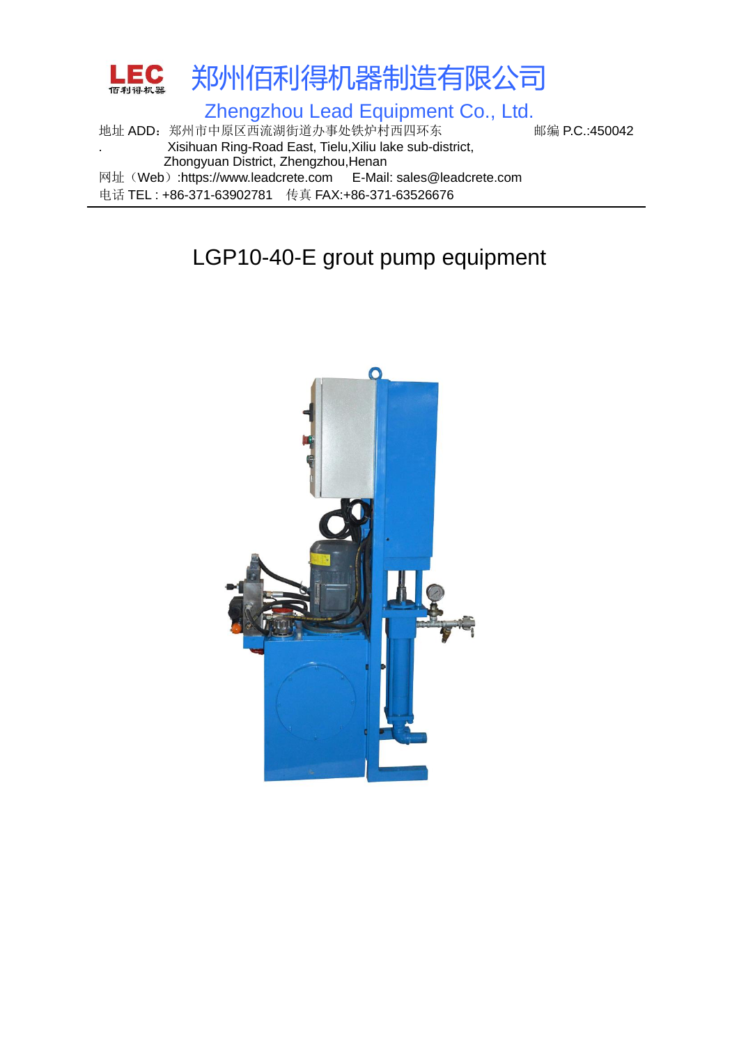LEC 佰利得机器 郑州佰利得机器制造有限公司

Zhengzhou Lead Equipment Co., Ltd.

地址 ADD：郑州市中原区西流湖街道办事处铁炉村西四环东 邮编 P.C.:450042

. Xisihuan Ring-Road East, Tielu,Xiliu lake sub-district, Zhongyuan District, Zhengzhou,Henan

网址（Web）:https://www.leadcrete.com E-Mail: sales@leadcrete.com

电话 TEL : +86-371-63902781 传真 FAX:+86-371-63526676

# LGP10-40-E grout pump equipment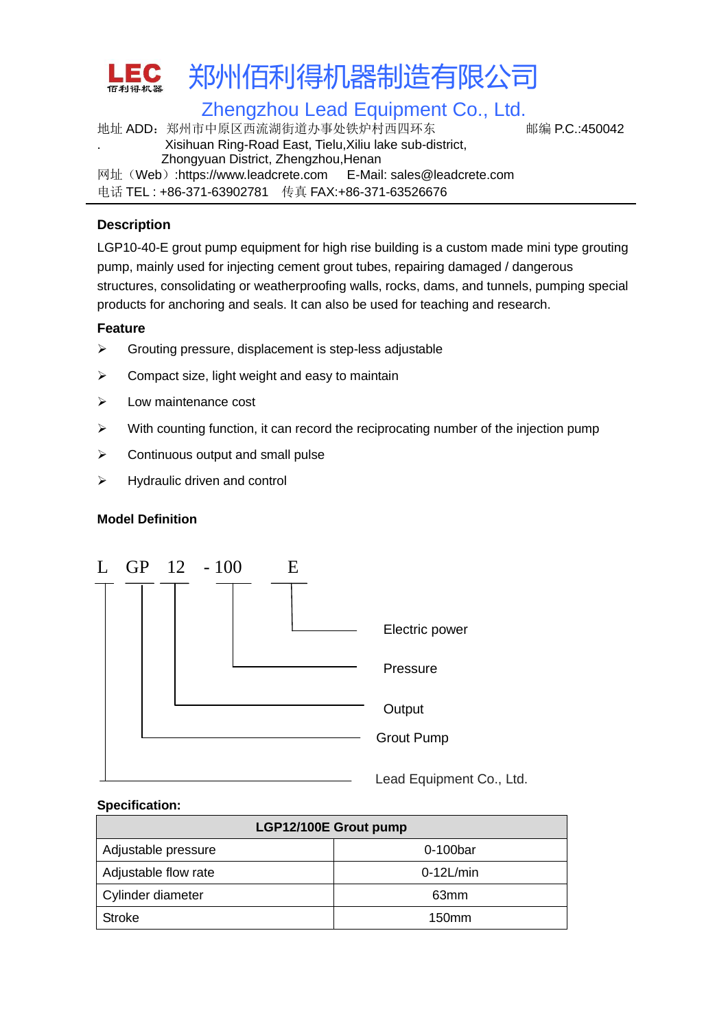# 郑州佰利得机器制造有限公司

## Zhengzhou Lead Equipment Co., Ltd.

地址 ADD：郑州市中原区西流湖街道办事处铁炉村西四环东 邮编 P.C.:450042

Xisihuan Ring-Road East, Tielu,Xiliu lake sub-district, Zhongyuan District, Zhengzhou,Henan

网址（Web）:https://www.leadcrete.com E-Mail: sales@leadcrete.com

电话 TEL : +86-371-63902781 传真 FAX:+86-371-63526676

---

**Description**

LGP10-40-E grout pump equipment for high rise building is a custom made mini type grouting pump, mainly used for injecting cement grout tubes, repairing damaged / dangerous structures, consolidating or weatherproofing walls, rocks, dams, and tunnels, pumping special products for anchoring and seals. It can also be used for teaching and research.

**Feature**

- Grouting pressure, displacement is step-less adjustable
- Compact size, light weight and easy to maintain
- Low maintenance cost
- With counting function, it can record the reciprocating number of the injection pump
- Continuous output and small pulse
- Hydraulic driven and control

**Model Definition**

L GP 12 - 100 E

- E: Electric power
- 100: Pressure
- 12: Output
- GP: Grout Pump
- L: Lead Equipment Co., Ltd.

**Specification:**

| LGP12/100E Grout pump | |
|---|---|
| Adjustable pressure | 0-100bar |
| Adjustable flow rate | 0-12L/min |
| Cylinder diameter | 63mm |
| Stroke | 150mm |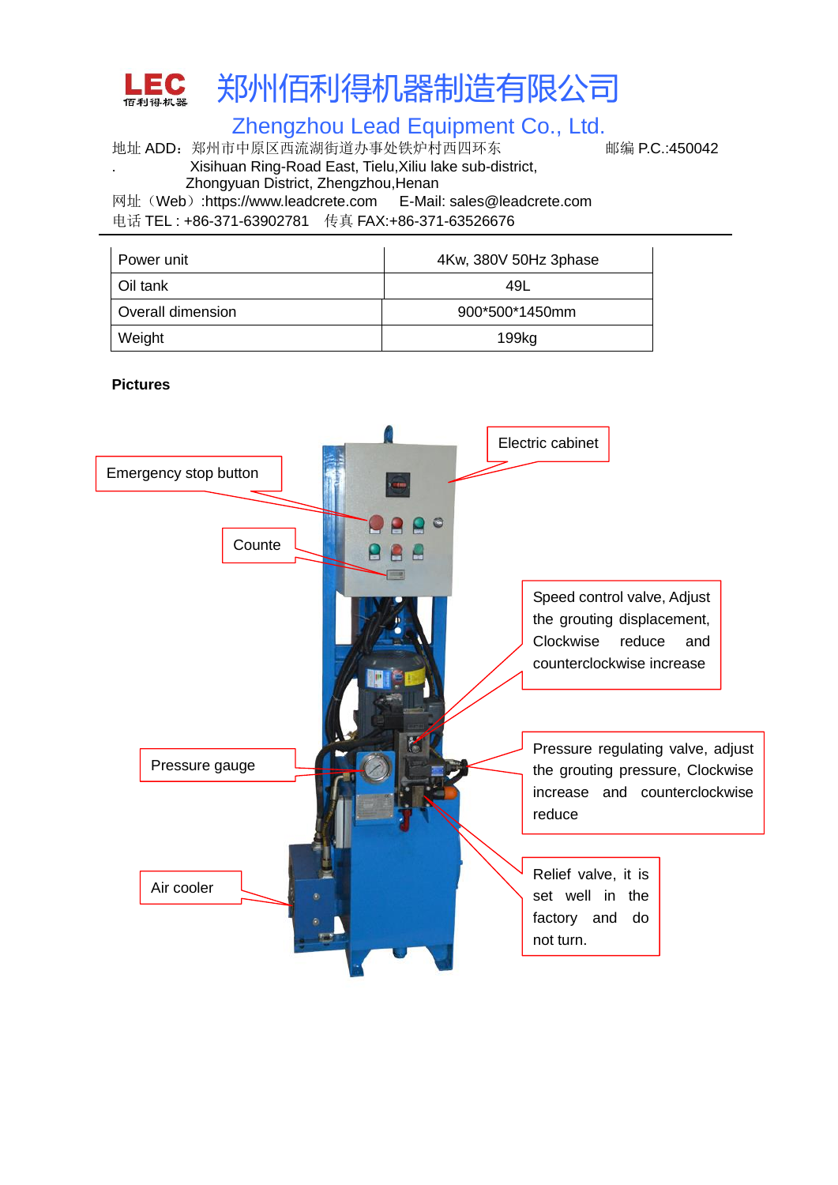| | |
|---|---|
| Power unit | 4Kw, 380V 50Hz 3phase |
| Oil tank | 49L |
| Overall dimension | 900*500*1450mm |
| Weight | 199kg |

**Pictures**

Electric cabinet

Emergency stop button

Counte

Speed control valve, Adjust the grouting displacement, Clockwise reduce and counterclockwise increase

Pressure gauge

Pressure regulating valve, adjust the grouting pressure, Clockwise increase and counterclockwise reduce

Air cooler

Relief valve, it is set well in the factory and do not turn.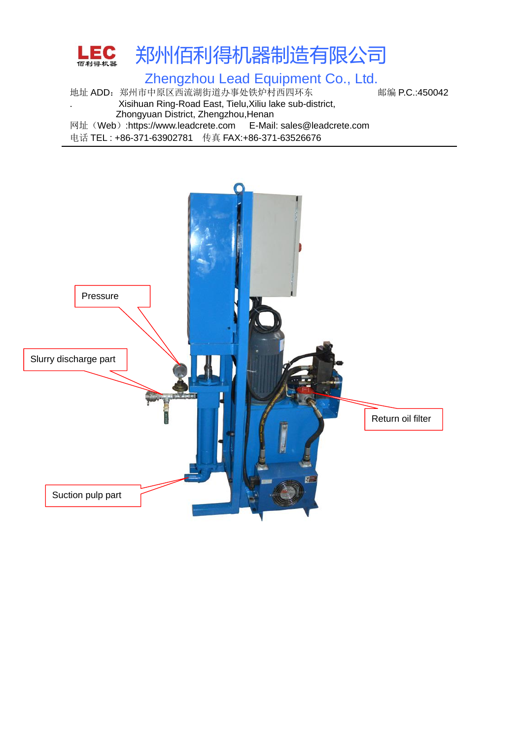Pressure

Slurry discharge part

Return oil filter

Suction pulp part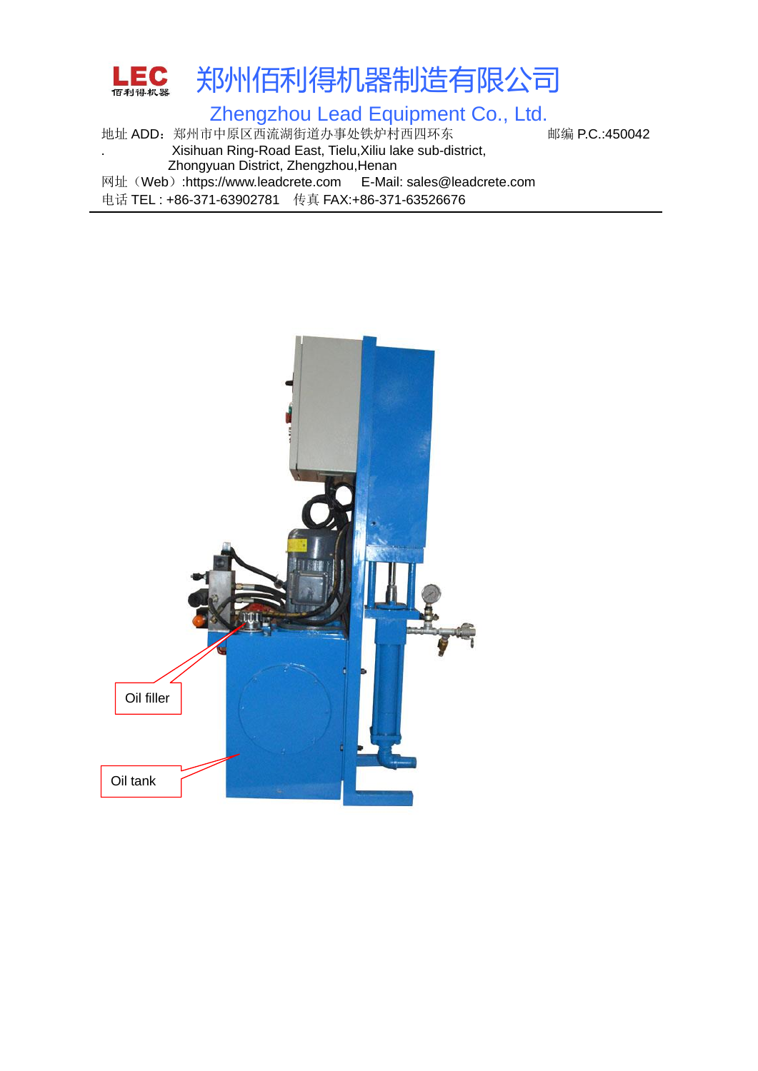Oil filler

Oil tank